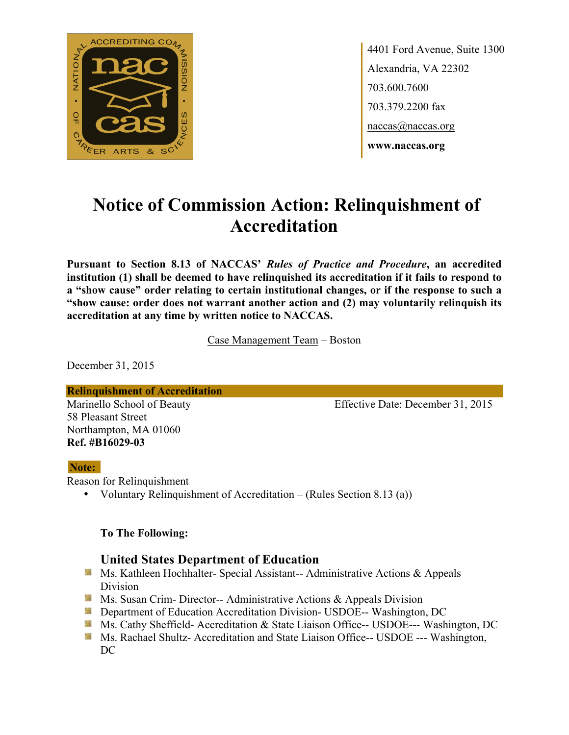4401 Ford Avenue, Suite 1300
Alexandria, VA 22302
703.600.7600
703.379.2200 fax
naccas@naccas.org
**www.naccas.org**

# Notice of Commission Action: Relinquishment of Accreditation

**Pursuant to Section 8.13 of NACCAS' *Rules of Practice and Procedure*, an accredited institution (1) shall be deemed to have relinquished its accreditation if it fails to respond to a "show cause" order relating to certain institutional changes, or if the response to such a "show cause: order does not warrant another action and (2) may voluntarily relinquish its accreditation at any time by written notice to NACCAS.**

Case Management Team – Boston

December 31, 2015

**Relinquishment of Accreditation**

Marinello School of Beauty
58 Pleasant Street
Northampton, MA 01060
**Ref. #B16029-03**

Effective Date: December 31, 2015

**Note:**

Reason for Relinquishment

- Voluntary Relinquishment of Accreditation – (Rules Section 8.13 (a))

**To The Following:**

**United States Department of Education**

- Ms. Kathleen Hochhalter- Special Assistant-- Administrative Actions & Appeals Division
- Ms. Susan Crim- Director-- Administrative Actions & Appeals Division
- Department of Education Accreditation Division- USDOE-- Washington, DC
- Ms. Cathy Sheffield- Accreditation & State Liaison Office-- USDOE--- Washington, DC
- Ms. Rachael Shultz- Accreditation and State Liaison Office-- USDOE --- Washington, DC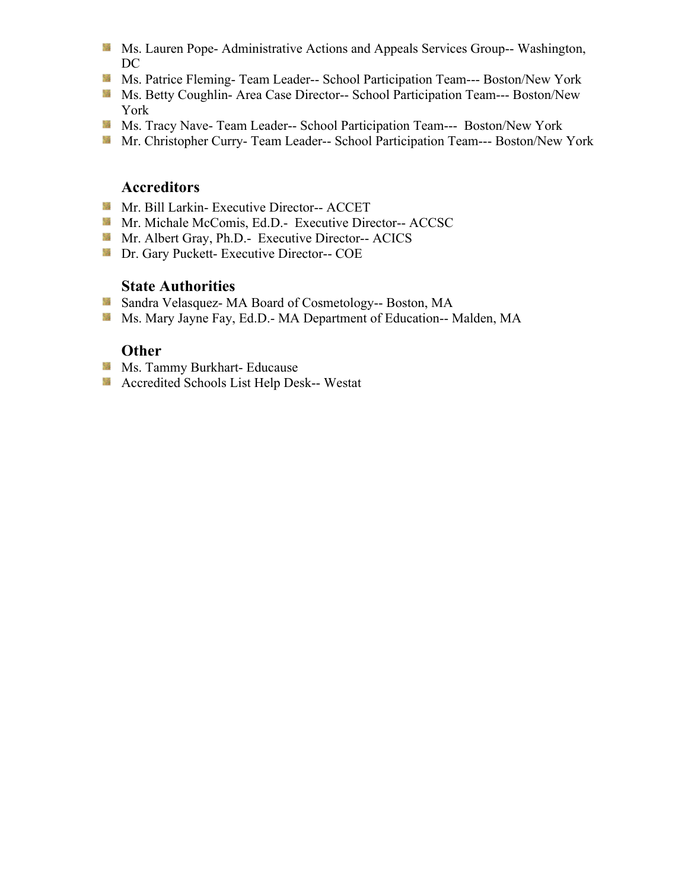- Ms. Lauren Pope- Administrative Actions and Appeals Services Group-- Washington, DC
- Ms. Patrice Fleming- Team Leader-- School Participation Team--- Boston/New York
- Ms. Betty Coughlin- Area Case Director-- School Participation Team--- Boston/New York
- Ms. Tracy Nave- Team Leader-- School Participation Team--- Boston/New York
- Mr. Christopher Curry- Team Leader-- School Participation Team--- Boston/New York

### Accreditors

- Mr. Bill Larkin- Executive Director-- ACCET
- Mr. Michale McComis, Ed.D.- Executive Director-- ACCSC
- Mr. Albert Gray, Ph.D.- Executive Director-- ACICS
- Dr. Gary Puckett- Executive Director-- COE

### State Authorities

- Sandra Velasquez- MA Board of Cosmetology-- Boston, MA
- Ms. Mary Jayne Fay, Ed.D.- MA Department of Education-- Malden, MA

### Other

- Ms. Tammy Burkhart- Educause
- Accredited Schools List Help Desk-- Westat